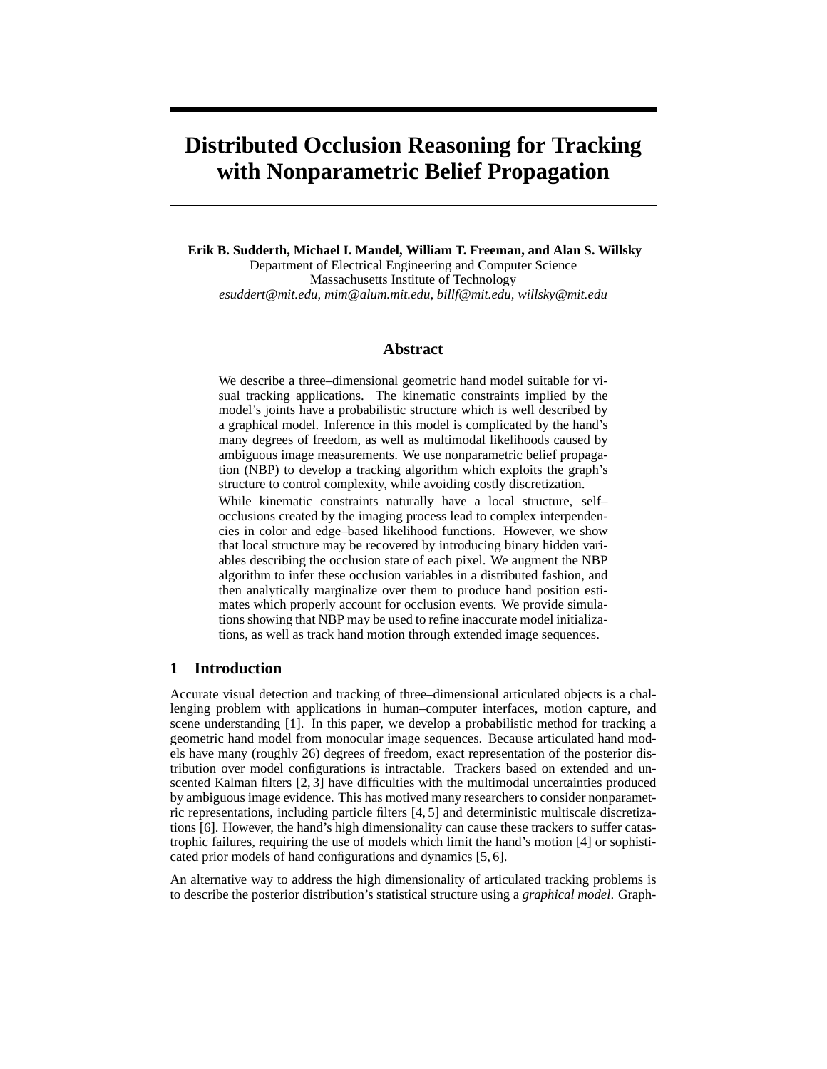# Distributed Occlusion Reasoning for Tracking with Nonparametric Belief Propagation

**Erik B. Sudderth, Michael I. Mandel, William T. Freeman, and Alan S. Willsky**
Department of Electrical Engineering and Computer Science
Massachusetts Institute of Technology
*esuddert@mit.edu, mim@alum.mit.edu, billf@mit.edu, willsky@mit.edu*

## Abstract

We describe a three–dimensional geometric hand model suitable for visual tracking applications. The kinematic constraints implied by the model's joints have a probabilistic structure which is well described by a graphical model. Inference in this model is complicated by the hand's many degrees of freedom, as well as multimodal likelihoods caused by ambiguous image measurements. We use nonparametric belief propagation (NBP) to develop a tracking algorithm which exploits the graph's structure to control complexity, while avoiding costly discretization.

While kinematic constraints naturally have a local structure, self–occlusions created by the imaging process lead to complex interpendencies in color and edge–based likelihood functions. However, we show that local structure may be recovered by introducing binary hidden variables describing the occlusion state of each pixel. We augment the NBP algorithm to infer these occlusion variables in a distributed fashion, and then analytically marginalize over them to produce hand position estimates which properly account for occlusion events. We provide simulations showing that NBP may be used to refine inaccurate model initializations, as well as track hand motion through extended image sequences.

## 1 Introduction

Accurate visual detection and tracking of three–dimensional articulated objects is a challenging problem with applications in human–computer interfaces, motion capture, and scene understanding [1]. In this paper, we develop a probabilistic method for tracking a geometric hand model from monocular image sequences. Because articulated hand models have many (roughly 26) degrees of freedom, exact representation of the posterior distribution over model configurations is intractable. Trackers based on extended and unscented Kalman filters [2, 3] have difficulties with the multimodal uncertainties produced by ambiguous image evidence. This has motived many researchers to consider nonparametric representations, including particle filters [4, 5] and deterministic multiscale discretizations [6]. However, the hand's high dimensionality can cause these trackers to suffer catastrophic failures, requiring the use of models which limit the hand's motion [4] or sophisticated prior models of hand configurations and dynamics [5, 6].

An alternative way to address the high dimensionality of articulated tracking problems is to describe the posterior distribution's statistical structure using a *graphical model*. Graph-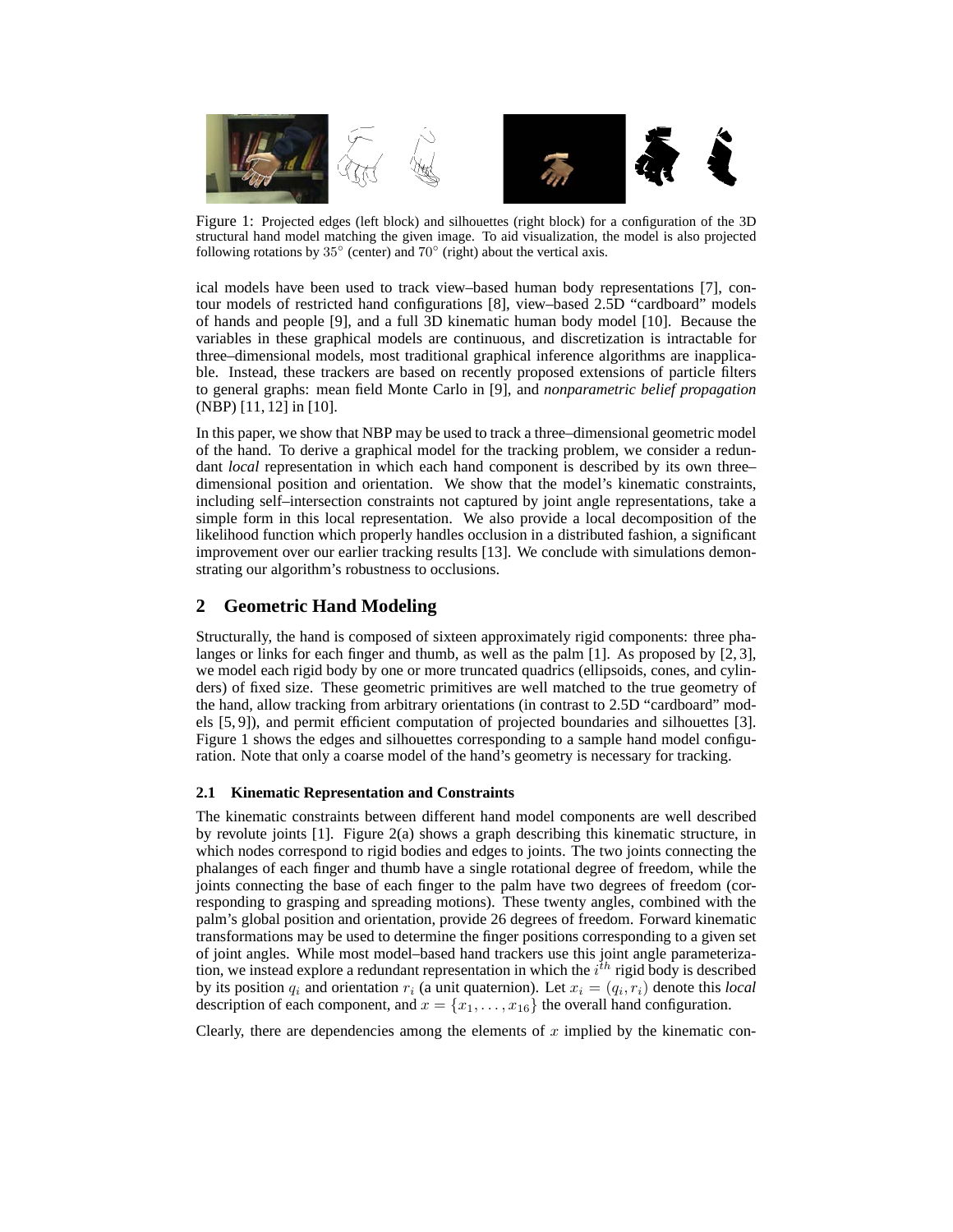Figure 1: Projected edges (left block) and silhouettes (right block) for a configuration of the 3D structural hand model matching the given image. To aid visualization, the model is also projected following rotations by $35^\circ$ (center) and $70^\circ$ (right) about the vertical axis.

ical models have been used to track view–based human body representations [7], contour models of restricted hand configurations [8], view–based 2.5D "cardboard" models of hands and people [9], and a full 3D kinematic human body model [10]. Because the variables in these graphical models are continuous, and discretization is intractable for three–dimensional models, most traditional graphical inference algorithms are inapplicable. Instead, these trackers are based on recently proposed extensions of particle filters to general graphs: mean field Monte Carlo in [9], and *nonparametric belief propagation* (NBP) [11, 12] in [10].

In this paper, we show that NBP may be used to track a three–dimensional geometric model of the hand. To derive a graphical model for the tracking problem, we consider a redundant *local* representation in which each hand component is described by its own three–dimensional position and orientation. We show that the model's kinematic constraints, including self–intersection constraints not captured by joint angle representations, take a simple form in this local representation. We also provide a local decomposition of the likelihood function which properly handles occlusion in a distributed fashion, a significant improvement over our earlier tracking results [13]. We conclude with simulations demonstrating our algorithm's robustness to occlusions.

## 2 Geometric Hand Modeling

Structurally, the hand is composed of sixteen approximately rigid components: three phalanges or links for each finger and thumb, as well as the palm [1]. As proposed by [2, 3], we model each rigid body by one or more truncated quadrics (ellipsoids, cones, and cylinders) of fixed size. These geometric primitives are well matched to the true geometry of the hand, allow tracking from arbitrary orientations (in contrast to 2.5D "cardboard" models [5, 9]), and permit efficient computation of projected boundaries and silhouettes [3]. Figure 1 shows the edges and silhouettes corresponding to a sample hand model configuration. Note that only a coarse model of the hand's geometry is necessary for tracking.

### 2.1 Kinematic Representation and Constraints

The kinematic constraints between different hand model components are well described by revolute joints [1]. Figure 2(a) shows a graph describing this kinematic structure, in which nodes correspond to rigid bodies and edges to joints. The two joints connecting the phalanges of each finger and thumb have a single rotational degree of freedom, while the joints connecting the base of each finger to the palm have two degrees of freedom (corresponding to grasping and spreading motions). These twenty angles, combined with the palm's global position and orientation, provide 26 degrees of freedom. Forward kinematic transformations may be used to determine the finger positions corresponding to a given set of joint angles. While most model–based hand trackers use this joint angle parameterization, we instead explore a redundant representation in which the $i^{th}$ rigid body is described by its position $q_i$ and orientation $r_i$ (a unit quaternion). Let $x_i = (q_i, r_i)$ denote this *local* description of each component, and $x = \{x_1, \ldots, x_{16}\}$ the overall hand configuration.

Clearly, there are dependencies among the elements of $x$ implied by the kinematic con-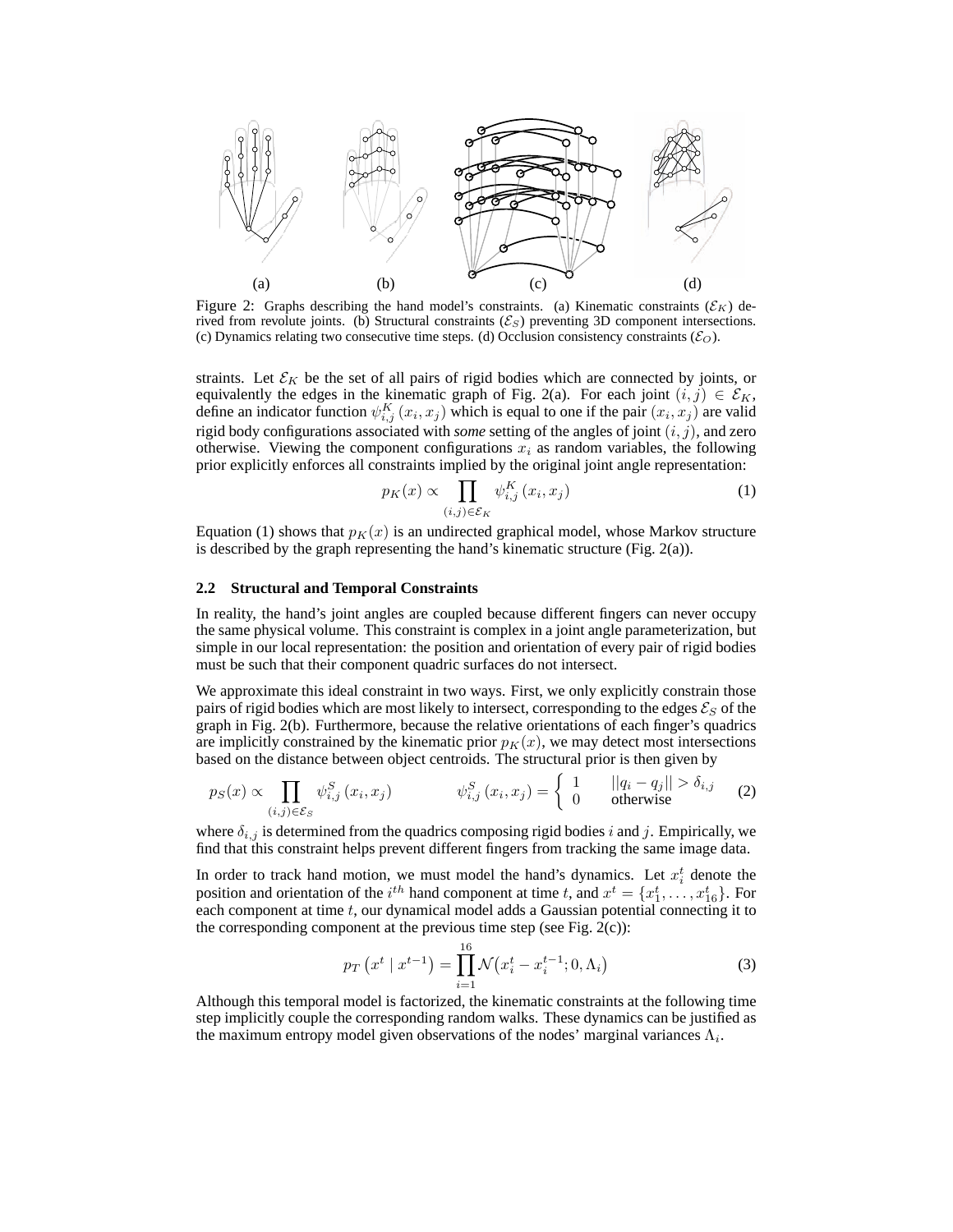(a) (b) (c) (d)

Figure 2: Graphs describing the hand model's constraints. (a) Kinematic constraints ($\mathcal{E}_K$) derived from revolute joints. (b) Structural constraints ($\mathcal{E}_S$) preventing 3D component intersections. (c) Dynamics relating two consecutive time steps. (d) Occlusion consistency constraints ($\mathcal{E}_O$).

straints. Let $\mathcal{E}_K$ be the set of all pairs of rigid bodies which are connected by joints, or equivalently the edges in the kinematic graph of Fig. 2(a). For each joint $(i, j) \in \mathcal{E}_K$, define an indicator function $\psi^K_{i,j}(x_i, x_j)$ which is equal to one if the pair $(x_i, x_j)$ are valid rigid body configurations associated with *some* setting of the angles of joint $(i, j)$, and zero otherwise. Viewing the component configurations $x_i$ as random variables, the following prior explicitly enforces all constraints implied by the original joint angle representation:

$$p_K(x) \propto \prod_{(i,j) \in \mathcal{E}_K} \psi^K_{i,j}(x_i, x_j) \tag{1}$$

Equation (1) shows that $p_K(x)$ is an undirected graphical model, whose Markov structure is described by the graph representing the hand's kinematic structure (Fig. 2(a)).

### 2.2 Structural and Temporal Constraints

In reality, the hand's joint angles are coupled because different fingers can never occupy the same physical volume. This constraint is complex in a joint angle parameterization, but simple in our local representation: the position and orientation of every pair of rigid bodies must be such that their component quadric surfaces do not intersect.

We approximate this ideal constraint in two ways. First, we only explicitly constrain those pairs of rigid bodies which are most likely to intersect, corresponding to the edges $\mathcal{E}_S$ of the graph in Fig. 2(b). Furthermore, because the relative orientations of each finger's quadrics are implicitly constrained by the kinematic prior $p_K(x)$, we may detect most intersections based on the distance between object centroids. The structural prior is then given by

$$p_S(x) \propto \prod_{(i,j) \in \mathcal{E}_S} \psi^S_{i,j}(x_i, x_j) \qquad\qquad \psi^S_{i,j}(x_i, x_j) = \begin{cases} 1 & \|q_i - q_j\| > \delta_{i,j} \\ 0 & \text{otherwise} \end{cases} \tag{2}$$

where $\delta_{i,j}$ is determined from the quadrics composing rigid bodies $i$ and $j$. Empirically, we find that this constraint helps prevent different fingers from tracking the same image data.

In order to track hand motion, we must model the hand's dynamics. Let $x^t_i$ denote the position and orientation of the $i^{th}$ hand component at time $t$, and $x^t = \{x^t_1, \ldots, x^t_{16}\}$. For each component at time $t$, our dynamical model adds a Gaussian potential connecting it to the corresponding component at the previous time step (see Fig. 2(c)):

$$p_T\left(x^t \mid x^{t-1}\right) = \prod_{i=1}^{16} \mathcal{N}\left(x^t_i - x^{t-1}_i; 0, \Lambda_i\right) \tag{3}$$

Although this temporal model is factorized, the kinematic constraints at the following time step implicitly couple the corresponding random walks. These dynamics can be justified as the maximum entropy model given observations of the nodes' marginal variances $\Lambda_i$.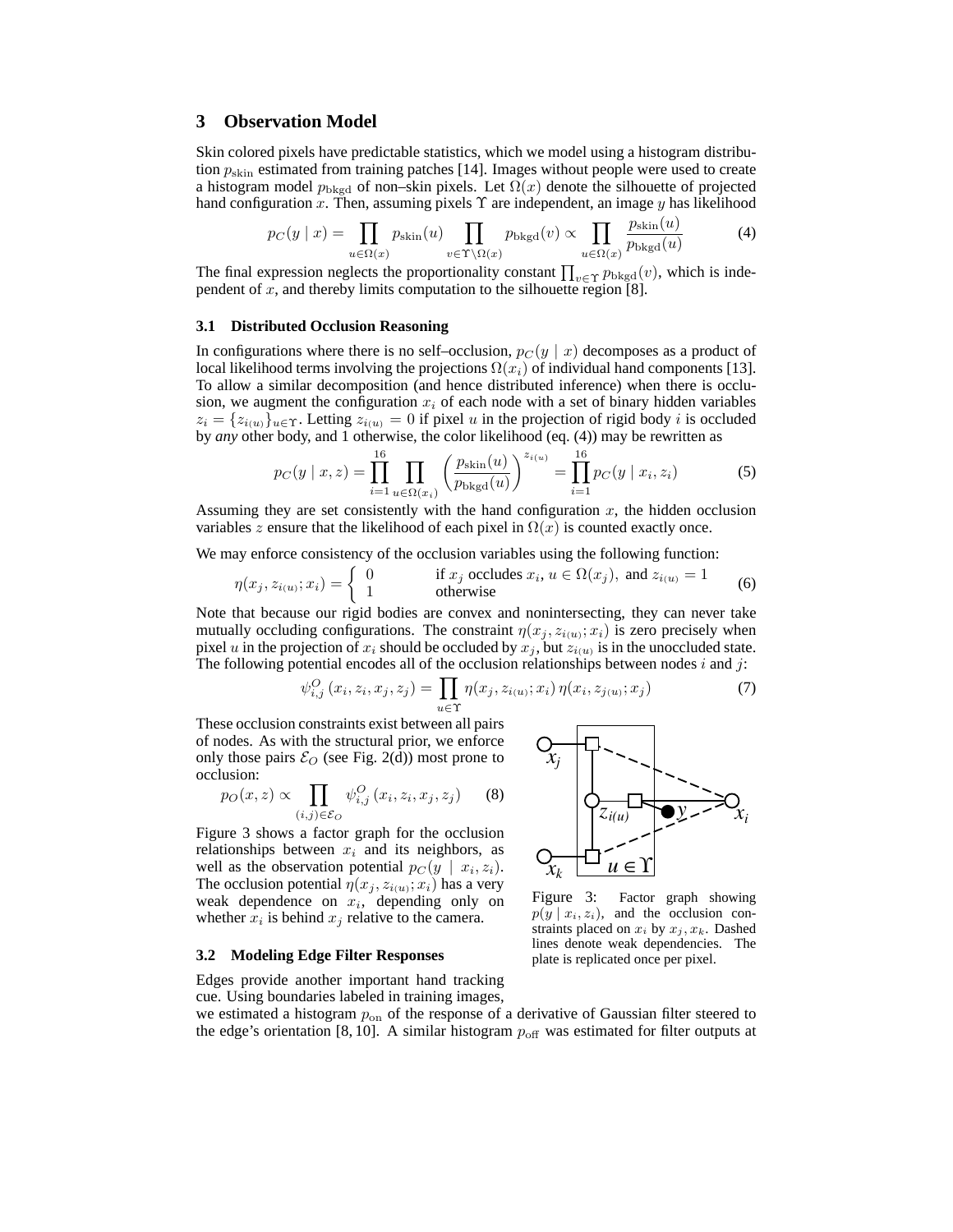## 3 Observation Model

Skin colored pixels have predictable statistics, which we model using a histogram distribution $p_{\text{skin}}$ estimated from training patches [14]. Images without people were used to create a histogram model $p_{\text{bkgd}}$ of non–skin pixels. Let $\Omega(x)$ denote the silhouette of projected hand configuration $x$. Then, assuming pixels $\Upsilon$ are independent, an image $y$ has likelihood

$$p_C(y \mid x) = \prod_{u \in \Omega(x)} p_{\text{skin}}(u) \prod_{v \in \Upsilon \setminus \Omega(x)} p_{\text{bkgd}}(v) \propto \prod_{u \in \Omega(x)} \frac{p_{\text{skin}}(u)}{p_{\text{bkgd}}(u)} \tag{4}$$

The final expression neglects the proportionality constant $\prod_{v \in \Upsilon} p_{\text{bkgd}}(v)$, which is independent of $x$, and thereby limits computation to the silhouette region [8].

### 3.1 Distributed Occlusion Reasoning

In configurations where there is no self–occlusion, $p_C(y \mid x)$ decomposes as a product of local likelihood terms involving the projections $\Omega(x_i)$ of individual hand components [13]. To allow a similar decomposition (and hence distributed inference) when there is occlusion, we augment the configuration $x_i$ of each node with a set of binary hidden variables $z_i = \{z_{i(u)}\}_{u \in \Upsilon}$. Letting $z_{i(u)} = 0$ if pixel $u$ in the projection of rigid body $i$ is occluded by *any* other body, and 1 otherwise, the color likelihood (eq. (4)) may be rewritten as

$$p_C(y \mid x, z) = \prod_{i=1}^{16} \prod_{u \in \Omega(x_i)} \left( \frac{p_{\text{skin}}(u)}{p_{\text{bkgd}}(u)} \right)^{z_{i(u)}} = \prod_{i=1}^{16} p_C(y \mid x_i, z_i) \tag{5}$$

Assuming they are set consistently with the hand configuration $x$, the hidden occlusion variables $z$ ensure that the likelihood of each pixel in $\Omega(x)$ is counted exactly once.

We may enforce consistency of the occlusion variables using the following function:

$$\eta(x_j, z_{i(u)}; x_i) = \begin{cases} 0 & \text{if } x_j \text{ occludes } x_i,\ u \in \Omega(x_j), \text{ and } z_{i(u)} = 1 \\ 1 & \text{otherwise} \end{cases} \tag{6}$$

Note that because our rigid bodies are convex and nonintersecting, they can never take mutually occluding configurations. The constraint $\eta(x_j, z_{i(u)}; x_i)$ is zero precisely when pixel $u$ in the projection of $x_i$ should be occluded by $x_j$, but $z_{i(u)}$ is in the unoccluded state. The following potential encodes all of the occlusion relationships between nodes $i$ and $j$:

$$\psi^O_{i,j}(x_i, z_i, x_j, z_j) = \prod_{u \in \Upsilon} \eta(x_j, z_{i(u)}; x_i)\, \eta(x_i, z_{j(u)}; x_j) \tag{7}$$

These occlusion constraints exist between all pairs of nodes. As with the structural prior, we enforce only those pairs $\mathcal{E}_O$ (see Fig. 2(d)) most prone to occlusion:

$$p_O(x, z) \propto \prod_{(i,j) \in \mathcal{E}_O} \psi^O_{i,j}(x_i, z_i, x_j, z_j) \tag{8}$$

Figure 3 shows a factor graph for the occlusion relationships between $x_i$ and its neighbors, as well as the observation potential $p_C(y \mid x_i, z_i)$. The occlusion potential $\eta(x_j, z_{i(u)}; x_i)$ has a very weak dependence on $x_i$, depending only on whether $x_i$ is behind $x_j$ relative to the camera.

Figure 3: Factor graph showing $p(y \mid x_i, z_i)$, and the occlusion constraints placed on $x_i$ by $x_j, x_k$. Dashed lines denote weak dependencies. The plate is replicated once per pixel.

### 3.2 Modeling Edge Filter Responses

Edges provide another important hand tracking cue. Using boundaries labeled in training images, we estimated a histogram $p_{\text{on}}$ of the response of a derivative of Gaussian filter steered to the edge's orientation [8, 10]. A similar histogram $p_{\text{off}}$ was estimated for filter outputs at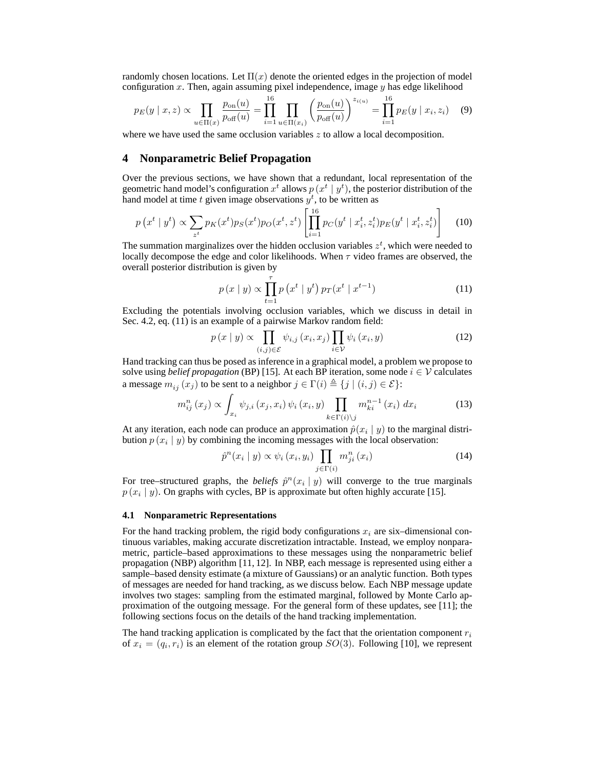randomly chosen locations. Let $\Pi(x)$ denote the oriented edges in the projection of model configuration $x$. Then, again assuming pixel independence, image $y$ has edge likelihood

$$p_E(y \mid x, z) \propto \prod_{u \in \Pi(x)} \frac{p_{\text{on}}(u)}{p_{\text{off}}(u)} = \prod_{i=1}^{16} \prod_{u \in \Pi(x_i)} \left( \frac{p_{\text{on}}(u)}{p_{\text{off}}(u)} \right)^{z_{i(u)}} = \prod_{i=1}^{16} p_E(y \mid x_i, z_i) \tag{9}$$

where we have used the same occlusion variables $z$ to allow a local decomposition.

## 4 Nonparametric Belief Propagation

Over the previous sections, we have shown that a redundant, local representation of the geometric hand model's configuration $x^t$ allows $p\left(x^t \mid y^t\right)$, the posterior distribution of the hand model at time $t$ given image observations $y^t$, to be written as

$$p\left(x^t \mid y^t\right) \propto \sum_{z^t} p_K(x^t) p_S(x^t) p_O(x^t, z^t) \left[ \prod_{i=1}^{16} p_C(y^t \mid x_i^t, z_i^t) p_E(y^t \mid x_i^t, z_i^t) \right] \tag{10}$$

The summation marginalizes over the hidden occlusion variables $z^t$, which were needed to locally decompose the edge and color likelihoods. When $\tau$ video frames are observed, the overall posterior distribution is given by

$$p\left(x \mid y\right) \propto \prod_{t=1}^{\tau} p\left(x^t \mid y^t\right) p_T(x^t \mid x^{t-1}) \tag{11}$$

Excluding the potentials involving occlusion variables, which we discuss in detail in Sec. 4.2, eq. (11) is an example of a pairwise Markov random field:

$$p\left(x \mid y\right) \propto \prod_{(i,j) \in \mathcal{E}} \psi_{i,j}\left(x_i, x_j\right) \prod_{i \in \mathcal{V}} \psi_i\left(x_i, y\right) \tag{12}$$

Hand tracking can thus be posed as inference in a graphical model, a problem we propose to solve using *belief propagation* (BP) [15]. At each BP iteration, some node $i \in \mathcal{V}$ calculates a message $m_{ij}\left(x_j\right)$ to be sent to a neighbor $j \in \Gamma(i) \triangleq \{j \mid (i,j) \in \mathcal{E}\}$:

$$m_{ij}^n\left(x_j\right) \propto \int_{x_i} \psi_{j,i}\left(x_j, x_i\right) \psi_i\left(x_i, y\right) \prod_{k \in \Gamma(i) \setminus j} m_{ki}^{n-1}\left(x_i\right)\, dx_i \tag{13}$$

At any iteration, each node can produce an approximation $\hat{p}(x_i \mid y)$ to the marginal distribution $p\left(x_i \mid y\right)$ by combining the incoming messages with the local observation:

$$\hat{p}^n(x_i \mid y) \propto \psi_i\left(x_i, y_i\right) \prod_{j \in \Gamma(i)} m_{ji}^n\left(x_i\right) \tag{14}$$

For tree–structured graphs, the *beliefs* $\hat{p}^n(x_i \mid y)$ will converge to the true marginals $p\left(x_i \mid y\right)$. On graphs with cycles, BP is approximate but often highly accurate [15].

### 4.1 Nonparametric Representations

For the hand tracking problem, the rigid body configurations $x_i$ are six–dimensional continuous variables, making accurate discretization intractable. Instead, we employ nonparametric, particle–based approximations to these messages using the nonparametric belief propagation (NBP) algorithm [11, 12]. In NBP, each message is represented using either a sample–based density estimate (a mixture of Gaussians) or an analytic function. Both types of messages are needed for hand tracking, as we discuss below. Each NBP message update involves two stages: sampling from the estimated marginal, followed by Monte Carlo approximation of the outgoing message. For the general form of these updates, see [11]; the following sections focus on the details of the hand tracking implementation.

The hand tracking application is complicated by the fact that the orientation component $r_i$ of $x_i = (q_i, r_i)$ is an element of the rotation group $SO(3)$. Following [10], we represent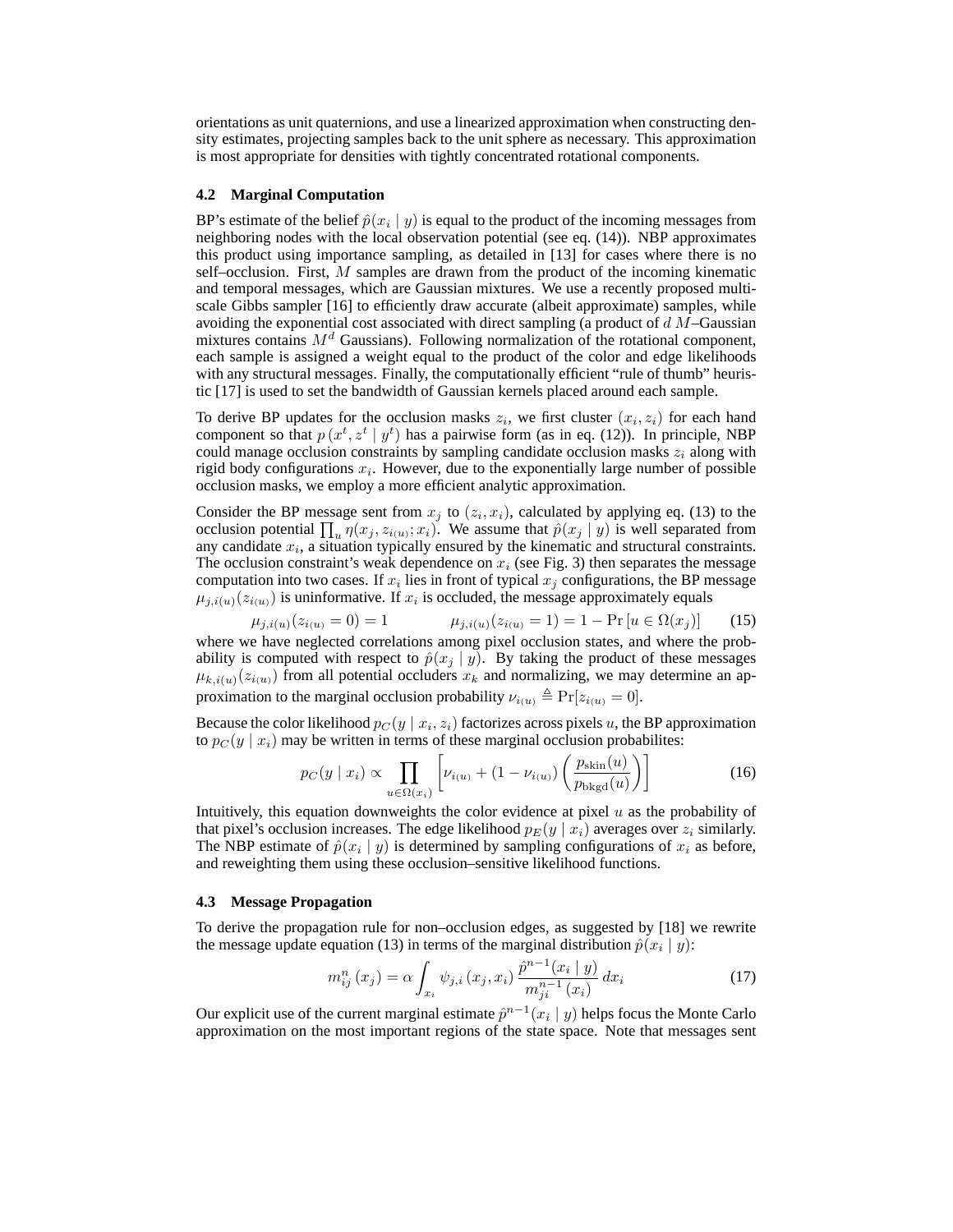orientations as unit quaternions, and use a linearized approximation when constructing density estimates, projecting samples back to the unit sphere as necessary. This approximation is most appropriate for densities with tightly concentrated rotational components.

### 4.2 Marginal Computation

BP's estimate of the belief $\hat{p}(x_i \mid y)$ is equal to the product of the incoming messages from neighboring nodes with the local observation potential (see eq. (14)). NBP approximates this product using importance sampling, as detailed in [13] for cases where there is no self–occlusion. First, $M$ samples are drawn from the product of the incoming kinematic and temporal messages, which are Gaussian mixtures. We use a recently proposed multiscale Gibbs sampler [16] to efficiently draw accurate (albeit approximate) samples, while avoiding the exponential cost associated with direct sampling (a product of $d$ $M$–Gaussian mixtures contains $M^d$ Gaussians). Following normalization of the rotational component, each sample is assigned a weight equal to the product of the color and edge likelihoods with any structural messages. Finally, the computationally efficient "rule of thumb" heuristic [17] is used to set the bandwidth of Gaussian kernels placed around each sample.

To derive BP updates for the occlusion masks $z_i$, we first cluster $(x_i, z_i)$ for each hand component so that $p\left(x^t, z^t \mid y^t\right)$ has a pairwise form (as in eq. (12)). In principle, NBP could manage occlusion constraints by sampling candidate occlusion masks $z_i$ along with rigid body configurations $x_i$. However, due to the exponentially large number of possible occlusion masks, we employ a more efficient analytic approximation.

Consider the BP message sent from $x_j$ to $(z_i, x_i)$, calculated by applying eq. (13) to the occlusion potential $\prod_u \eta(x_j, z_{i(u)}; x_i)$. We assume that $\hat{p}(x_j \mid y)$ is well separated from any candidate $x_i$, a situation typically ensured by the kinematic and structural constraints. The occlusion constraint's weak dependence on $x_i$ (see Fig. 3) then separates the message computation into two cases. If $x_i$ lies in front of typical $x_j$ configurations, the BP message $\mu_{j,i(u)}(z_{i(u)})$ is uninformative. If $x_i$ is occluded, the message approximately equals

$$\mu_{j,i(u)}(z_{i(u)} = 0) = 1 \qquad\qquad \mu_{j,i(u)}(z_{i(u)} = 1) = 1 - \Pr\left[u \in \Omega(x_j)\right] \tag{15}$$

where we have neglected correlations among pixel occlusion states, and where the probability is computed with respect to $\hat{p}(x_j \mid y)$. By taking the product of these messages $\mu_{k,i(u)}(z_{i(u)})$ from all potential occluders $x_k$ and normalizing, we may determine an approximation to the marginal occlusion probability $\nu_{i(u)} \triangleq \Pr[z_{i(u)} = 0]$.

Because the color likelihood $p_C(y \mid x_i, z_i)$ factorizes across pixels $u$, the BP approximation to $p_C(y \mid x_i)$ may be written in terms of these marginal occlusion probabilites:

$$p_C(y \mid x_i) \propto \prod_{u \in \Omega(x_i)} \left[ \nu_{i(u)} + (1 - \nu_{i(u)}) \left( \frac{p_{\text{skin}}(u)}{p_{\text{bkgd}}(u)} \right) \right] \tag{16}$$

Intuitively, this equation downweights the color evidence at pixel $u$ as the probability of that pixel's occlusion increases. The edge likelihood $p_E(y \mid x_i)$ averages over $z_i$ similarly. The NBP estimate of $\hat{p}(x_i \mid y)$ is determined by sampling configurations of $x_i$ as before, and reweighting them using these occlusion–sensitive likelihood functions.

### 4.3 Message Propagation

To derive the propagation rule for non–occlusion edges, as suggested by [18] we rewrite the message update equation (13) in terms of the marginal distribution $\hat{p}(x_i \mid y)$:

$$m_{ij}^{n}\left(x_j\right) = \alpha \int_{x_i} \psi_{j,i}\left(x_j, x_i\right) \frac{\hat{p}^{n-1}(x_i \mid y)}{m_{ji}^{n-1}\left(x_i\right)} \, dx_i \tag{17}$$

Our explicit use of the current marginal estimate $\hat{p}^{n-1}(x_i \mid y)$ helps focus the Monte Carlo approximation on the most important regions of the state space. Note that messages sent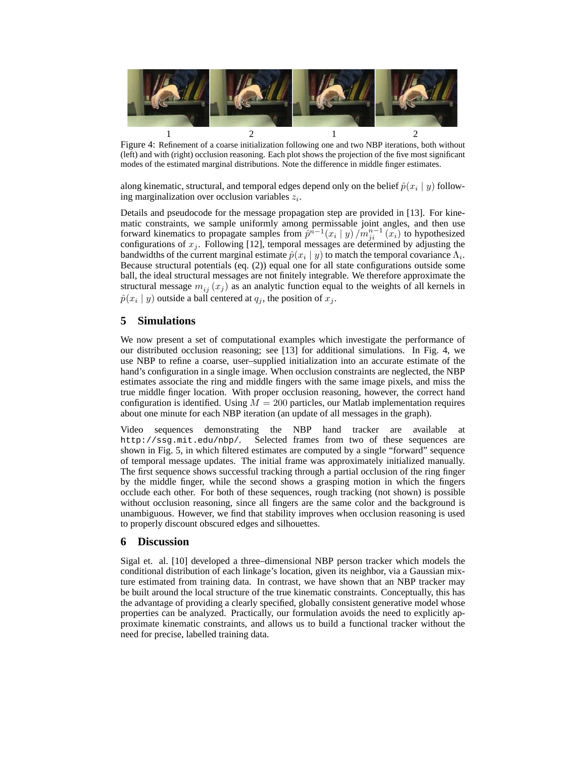1 2 1 2

Figure 4: Refinement of a coarse initialization following one and two NBP iterations, both without (left) and with (right) occlusion reasoning. Each plot shows the projection of the five most significant modes of the estimated marginal distributions. Note the difference in middle finger estimates.

along kinematic, structural, and temporal edges depend only on the belief $\hat{p}(x_i \mid y)$ following marginalization over occlusion variables $z_i$.

Details and pseudocode for the message propagation step are provided in [13]. For kinematic constraints, we sample uniformly among permissable joint angles, and then use forward kinematics to propagate samples from $\hat{p}^{n-1}(x_i \mid y) / m_{ji}^{n-1}(x_i)$ to hypothesized configurations of $x_j$. Following [12], temporal messages are determined by adjusting the bandwidths of the current marginal estimate $\hat{p}(x_i \mid y)$ to match the temporal covariance $\Lambda_i$. Because structural potentials (eq. (2)) equal one for all state configurations outside some ball, the ideal structural messages are not finitely integrable. We therefore approximate the structural message $m_{ij}(x_j)$ as an analytic function equal to the weights of all kernels in $\hat{p}(x_i \mid y)$ outside a ball centered at $q_j$, the position of $x_j$.

## 5 Simulations

We now present a set of computational examples which investigate the performance of our distributed occlusion reasoning; see [13] for additional simulations. In Fig. 4, we use NBP to refine a coarse, user–supplied initialization into an accurate estimate of the hand's configuration in a single image. When occlusion constraints are neglected, the NBP estimates associate the ring and middle fingers with the same image pixels, and miss the true middle finger location. With proper occlusion reasoning, however, the correct hand configuration is identified. Using $M = 200$ particles, our Matlab implementation requires about one minute for each NBP iteration (an update of all messages in the graph).

Video sequences demonstrating the NBP hand tracker are available at http://ssg.mit.edu/nbp/. Selected frames from two of these sequences are shown in Fig. 5, in which filtered estimates are computed by a single "forward" sequence of temporal message updates. The initial frame was approximately initialized manually. The first sequence shows successful tracking through a partial occlusion of the ring finger by the middle finger, while the second shows a grasping motion in which the fingers occlude each other. For both of these sequences, rough tracking (not shown) is possible without occlusion reasoning, since all fingers are the same color and the background is unambiguous. However, we find that stability improves when occlusion reasoning is used to properly discount obscured edges and silhouettes.

## 6 Discussion

Sigal et. al. [10] developed a three–dimensional NBP person tracker which models the conditional distribution of each linkage's location, given its neighbor, via a Gaussian mixture estimated from training data. In contrast, we have shown that an NBP tracker may be built around the local structure of the true kinematic constraints. Conceptually, this has the advantage of providing a clearly specified, globally consistent generative model whose properties can be analyzed. Practically, our formulation avoids the need to explicitly approximate kinematic constraints, and allows us to build a functional tracker without the need for precise, labelled training data.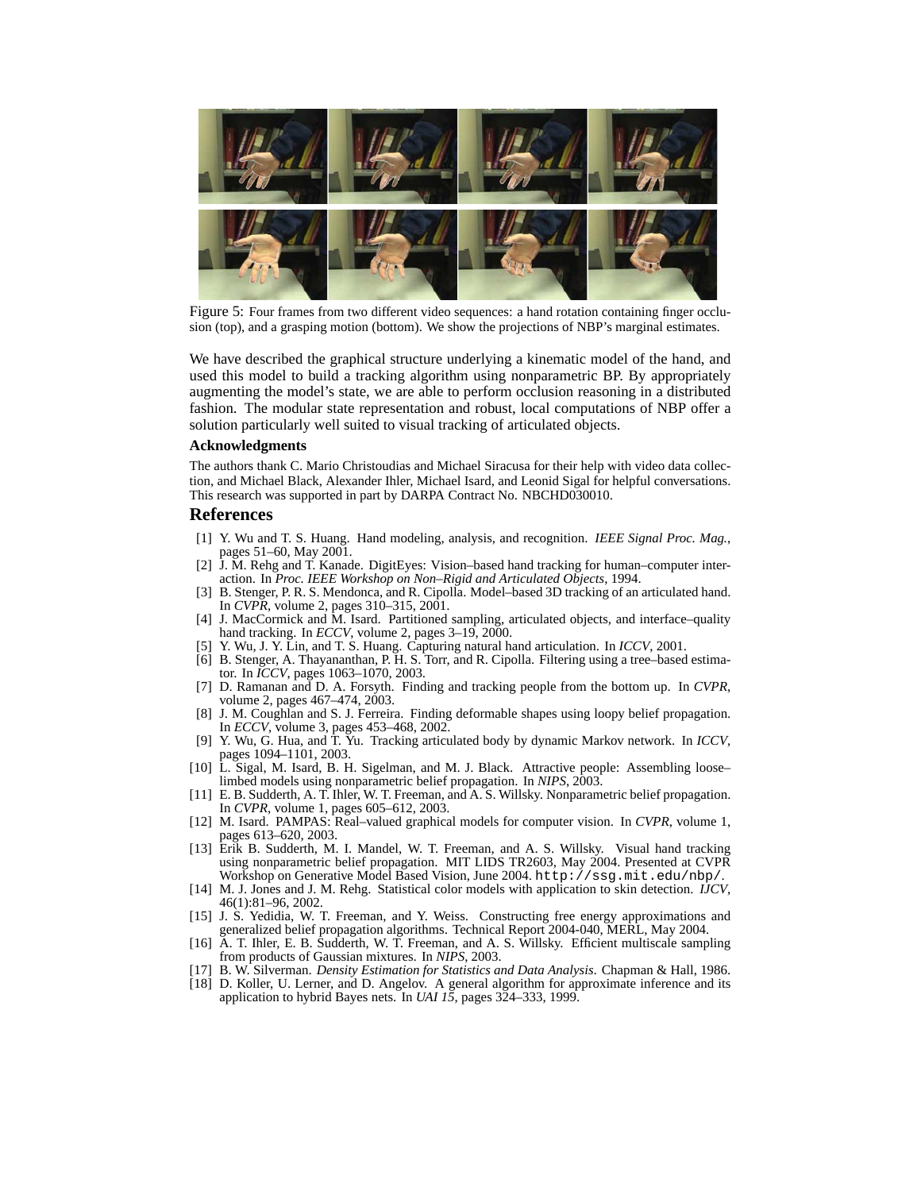Figure 5: Four frames from two different video sequences: a hand rotation containing finger occlusion (top), and a grasping motion (bottom). We show the projections of NBP's marginal estimates.

We have described the graphical structure underlying a kinematic model of the hand, and used this model to build a tracking algorithm using nonparametric BP. By appropriately augmenting the model's state, we are able to perform occlusion reasoning in a distributed fashion. The modular state representation and robust, local computations of NBP offer a solution particularly well suited to visual tracking of articulated objects.

### Acknowledgments

The authors thank C. Mario Christoudias and Michael Siracusa for their help with video data collection, and Michael Black, Alexander Ihler, Michael Isard, and Leonid Sigal for helpful conversations. This research was supported in part by DARPA Contract No. NBCHD030010.

## References

[1] Y. Wu and T. S. Huang. Hand modeling, analysis, and recognition. *IEEE Signal Proc. Mag.*, pages 51–60, May 2001.

[2] J. M. Rehg and T. Kanade. DigitEyes: Vision–based hand tracking for human–computer interaction. In *Proc. IEEE Workshop on Non–Rigid and Articulated Objects*, 1994.

[3] B. Stenger, P. R. S. Mendonca, and R. Cipolla. Model–based 3D tracking of an articulated hand. In *CVPR*, volume 2, pages 310–315, 2001.

[4] J. MacCormick and M. Isard. Partitioned sampling, articulated objects, and interface–quality hand tracking. In *ECCV*, volume 2, pages 3–19, 2000.

[5] Y. Wu, J. Y. Lin, and T. S. Huang. Capturing natural hand articulation. In *ICCV*, 2001.

[6] B. Stenger, A. Thayananthan, P. H. S. Torr, and R. Cipolla. Filtering using a tree–based estimator. In *ICCV*, pages 1063–1070, 2003.

[7] D. Ramanan and D. A. Forsyth. Finding and tracking people from the bottom up. In *CVPR*, volume 2, pages 467–474, 2003.

[8] J. M. Coughlan and S. J. Ferreira. Finding deformable shapes using loopy belief propagation. In *ECCV*, volume 3, pages 453–468, 2002.

[9] Y. Wu, G. Hua, and T. Yu. Tracking articulated body by dynamic Markov network. In *ICCV*, pages 1094–1101, 2003.

[10] L. Sigal, M. Isard, B. H. Sigelman, and M. J. Black. Attractive people: Assembling loose–limbed models using nonparametric belief propagation. In *NIPS*, 2003.

[11] E. B. Sudderth, A. T. Ihler, W. T. Freeman, and A. S. Willsky. Nonparametric belief propagation. In *CVPR*, volume 1, pages 605–612, 2003.

[12] M. Isard. PAMPAS: Real–valued graphical models for computer vision. In *CVPR*, volume 1, pages 613–620, 2003.

[13] Erik B. Sudderth, M. I. Mandel, W. T. Freeman, and A. S. Willsky. Visual hand tracking using nonparametric belief propagation. MIT LIDS TR2603, May 2004. Presented at CVPR Workshop on Generative Model Based Vision, June 2004. `http://ssg.mit.edu/nbp/`.

[14] M. J. Jones and J. M. Rehg. Statistical color models with application to skin detection. *IJCV*, 46(1):81–96, 2002.

[15] J. S. Yedidia, W. T. Freeman, and Y. Weiss. Constructing free energy approximations and generalized belief propagation algorithms. Technical Report 2004-040, MERL, May 2004.

[16] A. T. Ihler, E. B. Sudderth, W. T. Freeman, and A. S. Willsky. Efficient multiscale sampling from products of Gaussian mixtures. In *NIPS*, 2003.

[17] B. W. Silverman. *Density Estimation for Statistics and Data Analysis*. Chapman & Hall, 1986.

[18] D. Koller, U. Lerner, and D. Angelov. A general algorithm for approximate inference and its application to hybrid Bayes nets. In *UAI 15*, pages 324–333, 1999.